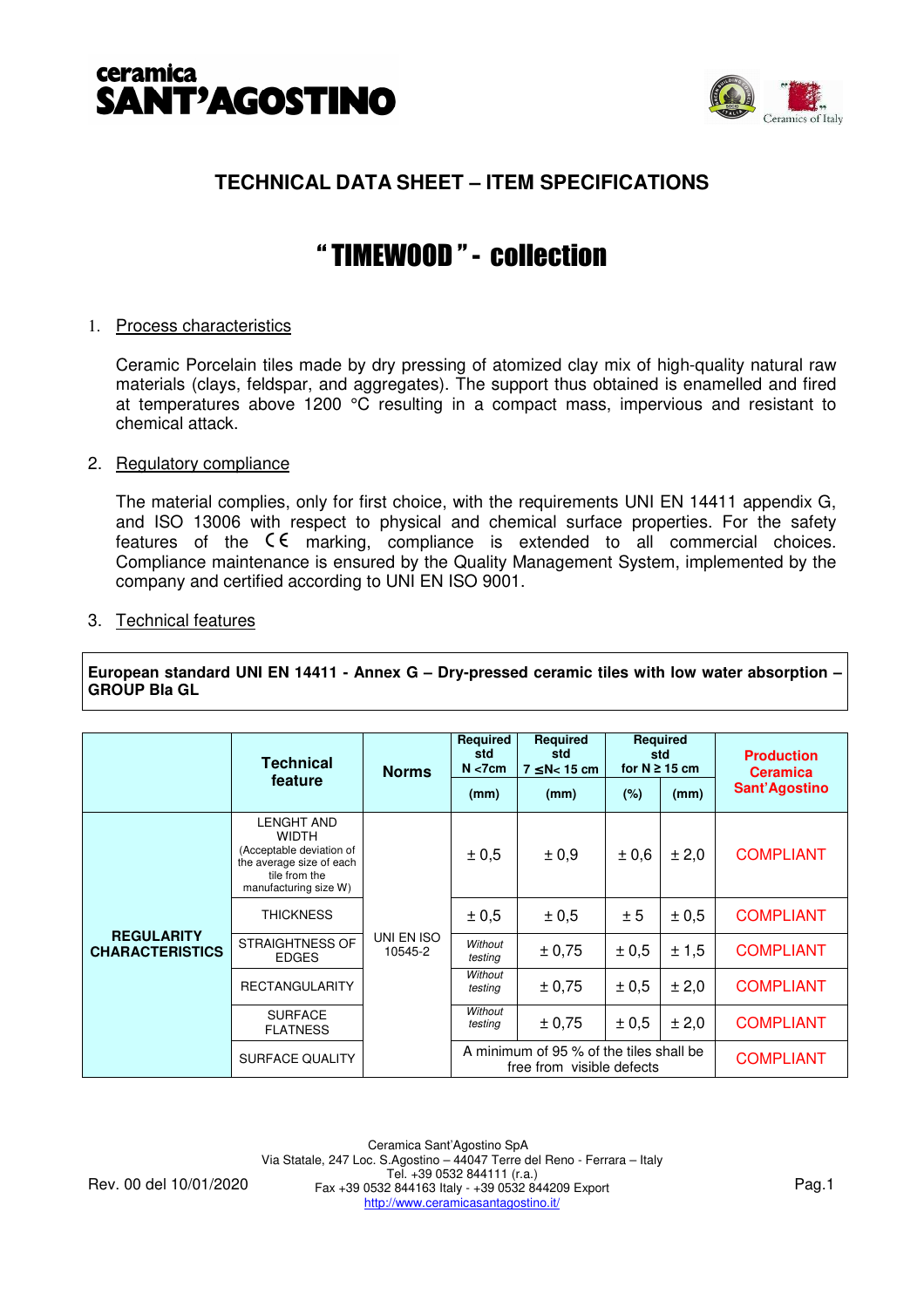**ceramica SANT'AGOSTINO**

## TECHNICAL DATA SHEET – ITEM SPECIFICATIONS

# " TIMEWOOD " - collection

1. Process characteristics

   Ceramic Porcelain tiles made by dry pressing of atomized clay mix of high-quality natural raw materials (clays, feldspar, and aggregates). The support thus obtained is enamelled and fired at temperatures above 1200 °C resulting in a compact mass, impervious and resistant to chemical attack.

2. Regulatory compliance

   The material complies, only for first choice, with the requirements UNI EN 14411 appendix G, and ISO 13006 with respect to physical and chemical surface properties. For the safety features of the CE marking, compliance is extended to all commercial choices. Compliance maintenance is ensured by the Quality Management System, implemented by the company and certified according to UNI EN ISO 9001.

3. Technical features

**European standard UNI EN 14411 - Annex G – Dry-pressed ceramic tiles with low water absorption – GROUP BIa GL**

| | Technical feature | Norms | Required std N <7cm | Required std 7 ≤N< 15 cm | Required std for N ≥ 15 cm | | Production Ceramica Sant'Agostino |
|---|---|---|---|---|---|---|---|
| | | | (mm) | (mm) | (%) | (mm) | |
| **REGULARITY CHARACTERISTICS** | LENGHT AND WIDTH (Acceptable deviation of the average size of each tile from the manufacturing size W) | UNI EN ISO 10545-2 | ± 0,5 | ± 0,9 | ± 0,6 | ± 2,0 | COMPLIANT |
| | THICKNESS | | ± 0,5 | ± 0,5 | ± 5 | ± 0,5 | COMPLIANT |
| | STRAIGHTNESS OF EDGES | | *Without testing* | ± 0,75 | ± 0,5 | ± 1,5 | COMPLIANT |
| | RECTANGULARITY | | *Without testing* | ± 0,75 | ± 0,5 | ± 2,0 | COMPLIANT |
| | SURFACE FLATNESS | | *Without testing* | ± 0,75 | ± 0,5 | ± 2,0 | COMPLIANT |
| | SURFACE QUALITY | | A minimum of 95 % of the tiles shall be free from visible defects | | | | COMPLIANT |

Ceramica Sant'Agostino SpA
Via Statale, 247 Loc. S.Agostino – 44047 Terre del Reno - Ferrara – Italy
Tel. +39 0532 844111 (r.a.)
Fax +39 0532 844163 Italy - +39 0532 844209 Export
http://www.ceramicasantagostino.it/

Rev. 00 del 10/01/2020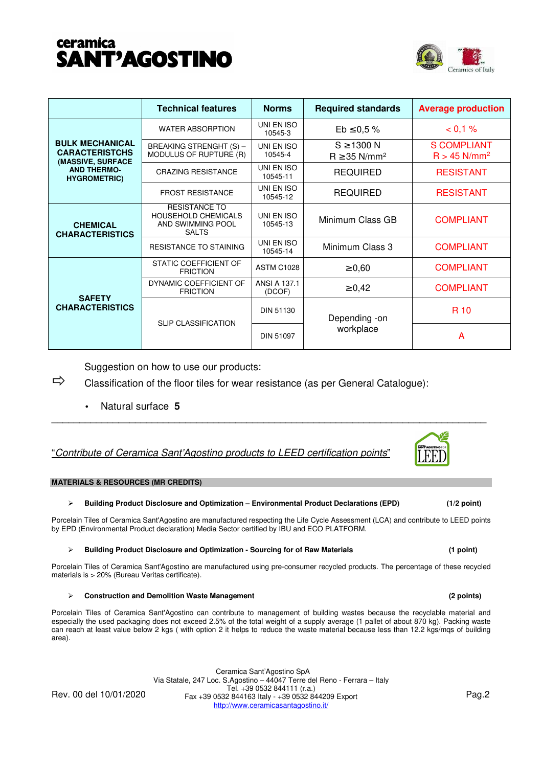| | Technical features | Norms | Required standards | Average production |
|---|---|---|---|---|
| **BULK MECHANICAL CARACTERISTCHS (MASSIVE, SURFACE AND THERMO-HYGROMETRIC)** | WATER ABSORPTION | UNI EN ISO 10545-3 | Eb ≤0,5 % | < 0,1 % |
| | BREAKING STRENGHT (S) – MODULUS OF RUPTURE (R) | UNI EN ISO 10545-4 | S ≥1300 N<br>R ≥35 N/mm² | S COMPLIANT<br>R > 45 N/mm² |
| | CRAZING RESISTANCE | UNI EN ISO 10545-11 | REQUIRED | RESISTANT |
| | FROST RESISTANCE | UNI EN ISO 10545-12 | REQUIRED | RESISTANT |
| **CHEMICAL CHARACTERISTICS** | RESISTANCE TO HOUSEHOLD CHEMICALS AND SWIMMING POOL SALTS | UNI EN ISO 10545-13 | Minimum Class GB | COMPLIANT |
| | RESISTANCE TO STAINING | UNI EN ISO 10545-14 | Minimum Class 3 | COMPLIANT |
| **SAFETY CHARACTERISTICS** | STATIC COEFFICIENT OF FRICTION | ASTM C1028 | ≥0,60 | COMPLIANT |
| | DYNAMIC COEFFICIENT OF FRICTION | ANSI A 137.1 (DCOF) | ≥0,42 | COMPLIANT |
| | SLIP CLASSIFICATION | DIN 51130 | Depending -on workplace | R 10 |
| | | DIN 51097 | | A |

⇨ Suggestion on how to use our products:

Classification of the floor tiles for wear resistance (as per General Catalogue):

- Natural surface **5**

---

"*Contribute of Ceramica Sant'Agostino products to LEED certification points*"

**MATERIALS & RESOURCES (MR CREDITS)**

- **Building Product Disclosure and Optimization – Environmental Product Declarations (EPD)** **(1/2 point)**

Porcelain Tiles of Ceramica Sant'Agostino are manufactured respecting the Life Cycle Assessment (LCA) and contribute to LEED points by EPD (Environmental Product declaration) Media Sector certified by IBU and ECO PLATFORM.

- **Building Product Disclosure and Optimization - Sourcing for of Raw Materials** **(1 point)**

Porcelain Tiles of Ceramica Sant'Agostino are manufactured using pre-consumer recycled products. The percentage of these recycled materials is > 20% (Bureau Veritas certificate).

- **Construction and Demolition Waste Management** **(2 points)**

Porcelain Tiles of Ceramica Sant'Agostino can contribute to management of building wastes because the recyclable material and especially the used packaging does not exceed 2.5% of the total weight of a supply average (1 pallet of about 870 kg). Packing waste can reach at least value below 2 kgs ( with option 2 it helps to reduce the waste material because less than 12.2 kgs/mqs of building area).

Rev. 00 del 10/01/2020

Ceramica Sant'Agostino SpA
Via Statale, 247 Loc. S.Agostino – 44047 Terre del Reno - Ferrara – Italy
Tel. +39 0532 844111 (r.a.)
Fax +39 0532 844163 Italy - +39 0532 844209 Export
http://www.ceramicasantagostino.it/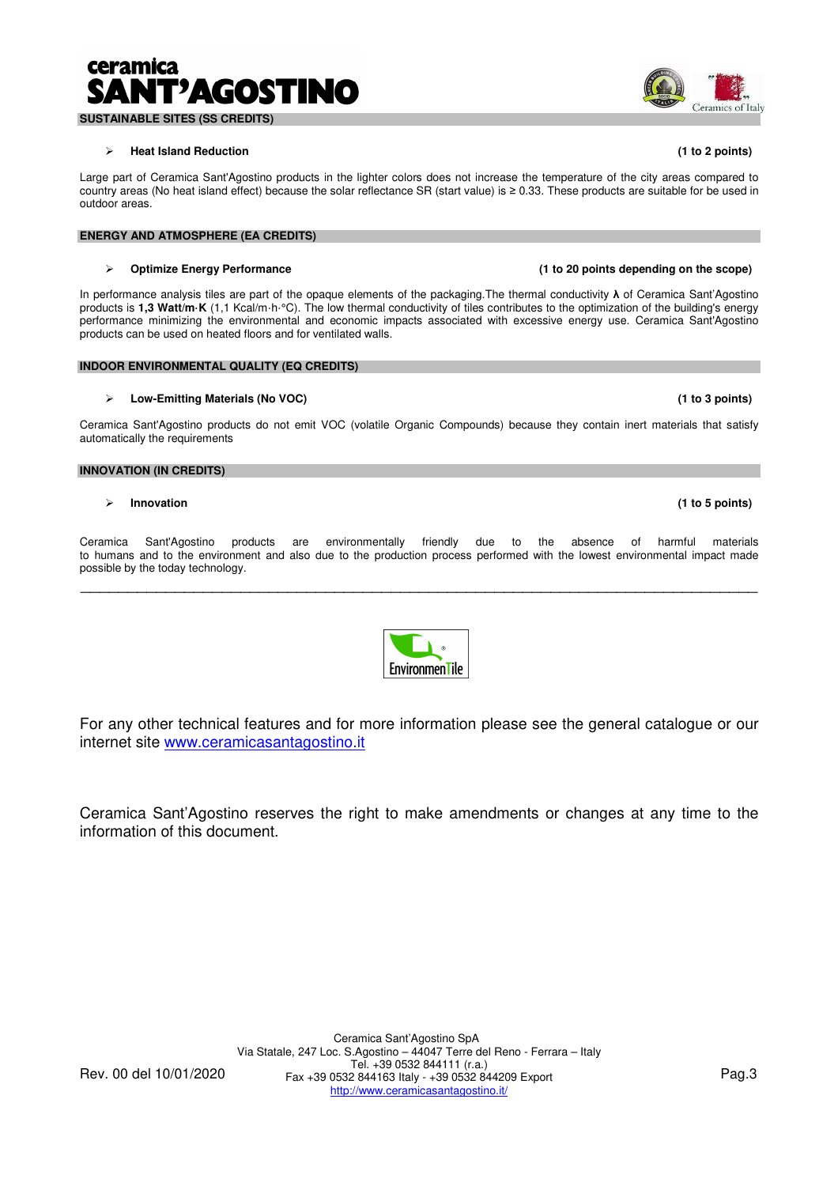## SUSTAINABLE SITES (SS CREDITS)

- **Heat Island Reduction** **(1 to 2 points)**

Large part of Ceramica Sant'Agostino products in the lighter colors does not increase the temperature of the city areas compared to country areas (No heat island effect) because the solar reflectance SR (start value) is ≥ 0.33. These products are suitable for be used in outdoor areas.

## ENERGY AND ATMOSPHERE (EA CREDITS)

- **Optimize Energy Performance** **(1 to 20 points depending on the scope)**

In performance analysis tiles are part of the opaque elements of the packaging.The thermal conductivity **λ** of Ceramica Sant'Agostino products is **1,3 Watt/m·K** (1,1 Kcal/m·h·°C). The low thermal conductivity of tiles contributes to the optimization of the building's energy performance minimizing the environmental and economic impacts associated with excessive energy use. Ceramica Sant'Agostino products can be used on heated floors and for ventilated walls.

## INDOOR ENVIRONMENTAL QUALITY (EQ CREDITS)

- **Low-Emitting Materials (No VOC)** **(1 to 3 points)**

Ceramica Sant'Agostino products do not emit VOC (volatile Organic Compounds) because they contain inert materials that satisfy automatically the requirements

## INNOVATION (IN CREDITS)

- **Innovation** **(1 to 5 points)**

Ceramica Sant'Agostino products are environmentally friendly due to the absence of harmful materials to humans and to the environment and also due to the production process performed with the lowest environmental impact made possible by the today technology.

---

EnvironmenTile®

For any other technical features and for more information please see the general catalogue or our internet site www.ceramicasantagostino.it

Ceramica Sant'Agostino reserves the right to make amendments or changes at any time to the information of this document.

Ceramica Sant'Agostino SpA
Via Statale, 247 Loc. S.Agostino – 44047 Terre del Reno - Ferrara – Italy
Tel. +39 0532 844111 (r.a.)
Fax +39 0532 844163 Italy - +39 0532 844209 Export
http://www.ceramicasantagostino.it/

Rev. 00 del 10/01/2020